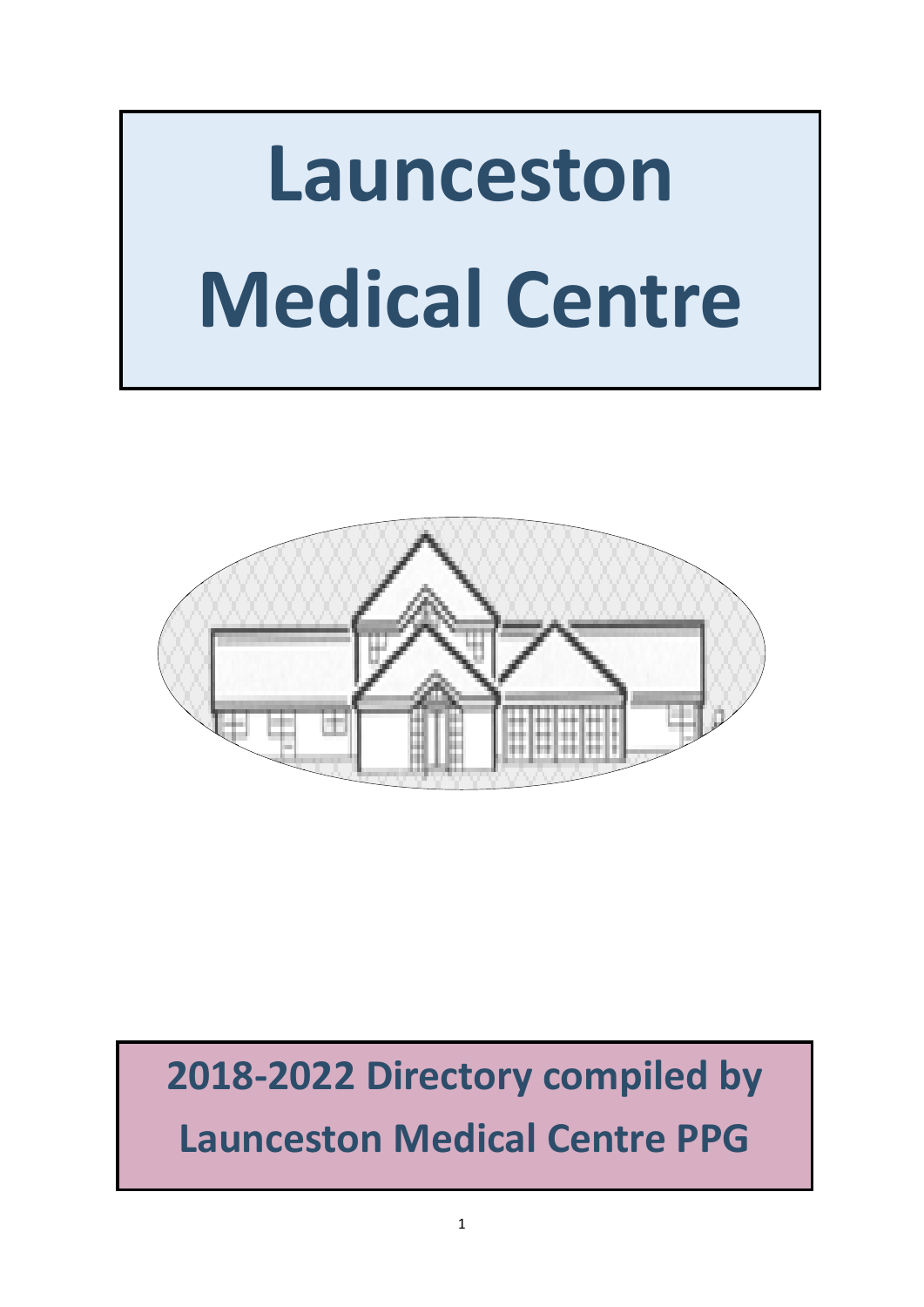# Launceston Medical Centre

## 2018-2022 Directory compiled by Launceston Medical Centre PPG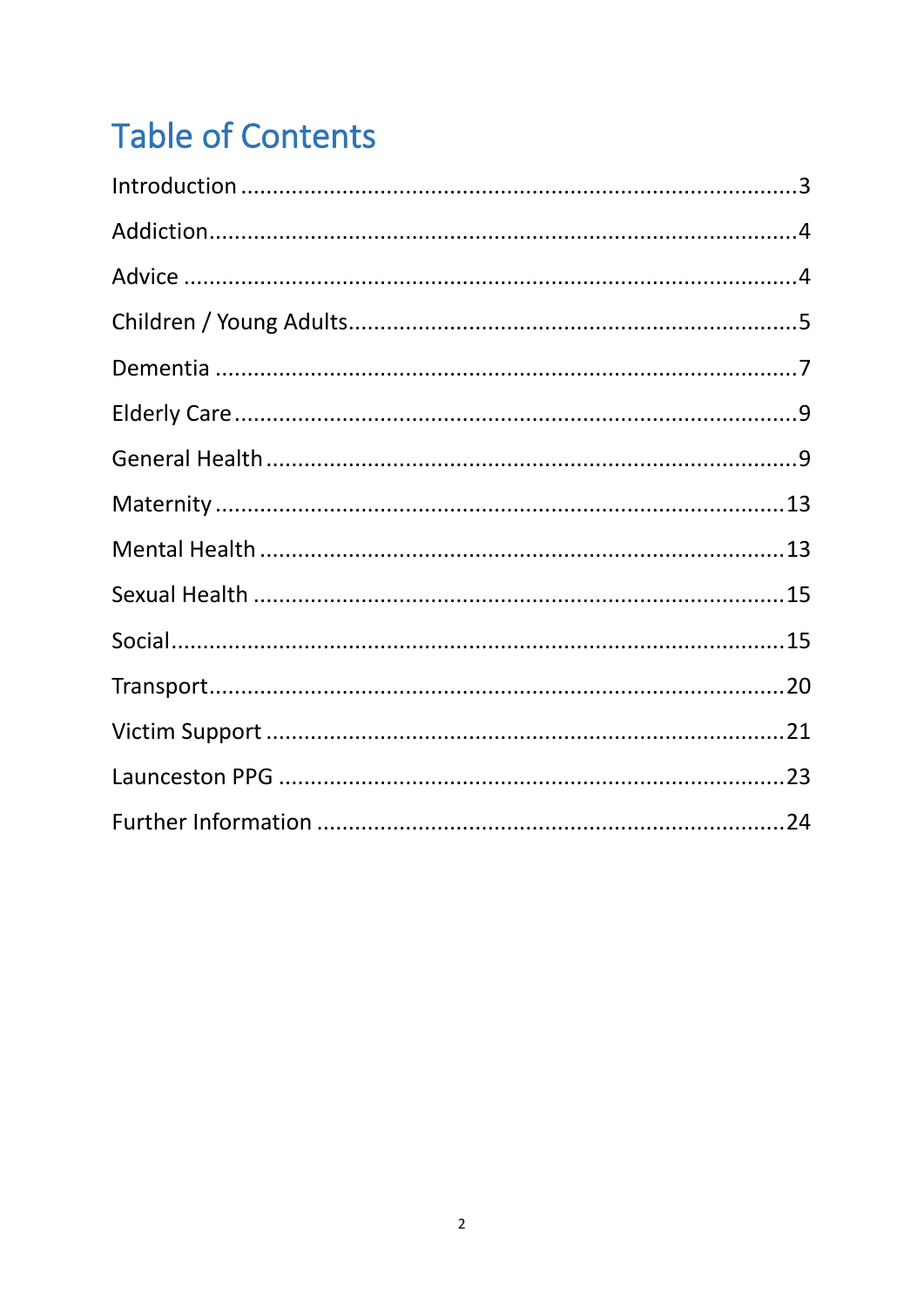# Table of Contents

Introduction ........................................................................................3

Addiction..............................................................................................4

Advice ..................................................................................................4

Children / Young Adults.......................................................................5

Dementia .............................................................................................7

Elderly Care..........................................................................................9

General Health .....................................................................................9

Maternity ...........................................................................................13

Mental Health ....................................................................................13

Sexual Health .....................................................................................15

Social..................................................................................................15

Transport............................................................................................20

Victim Support ...................................................................................21

Launceston PPG .................................................................................23

Further Information ...........................................................................24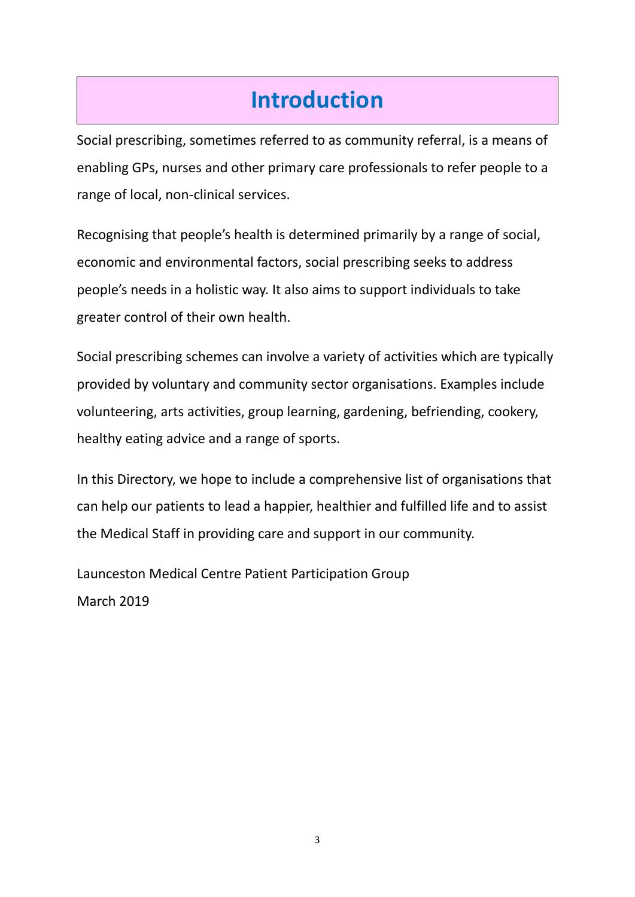# Introduction

Social prescribing, sometimes referred to as community referral, is a means of enabling GPs, nurses and other primary care professionals to refer people to a range of local, non-clinical services.

Recognising that people's health is determined primarily by a range of social, economic and environmental factors, social prescribing seeks to address people's needs in a holistic way. It also aims to support individuals to take greater control of their own health.

Social prescribing schemes can involve a variety of activities which are typically provided by voluntary and community sector organisations. Examples include volunteering, arts activities, group learning, gardening, befriending, cookery, healthy eating advice and a range of sports.

In this Directory, we hope to include a comprehensive list of organisations that can help our patients to lead a happier, healthier and fulfilled life and to assist the Medical Staff in providing care and support in our community.

Launceston Medical Centre Patient Participation Group
March 2019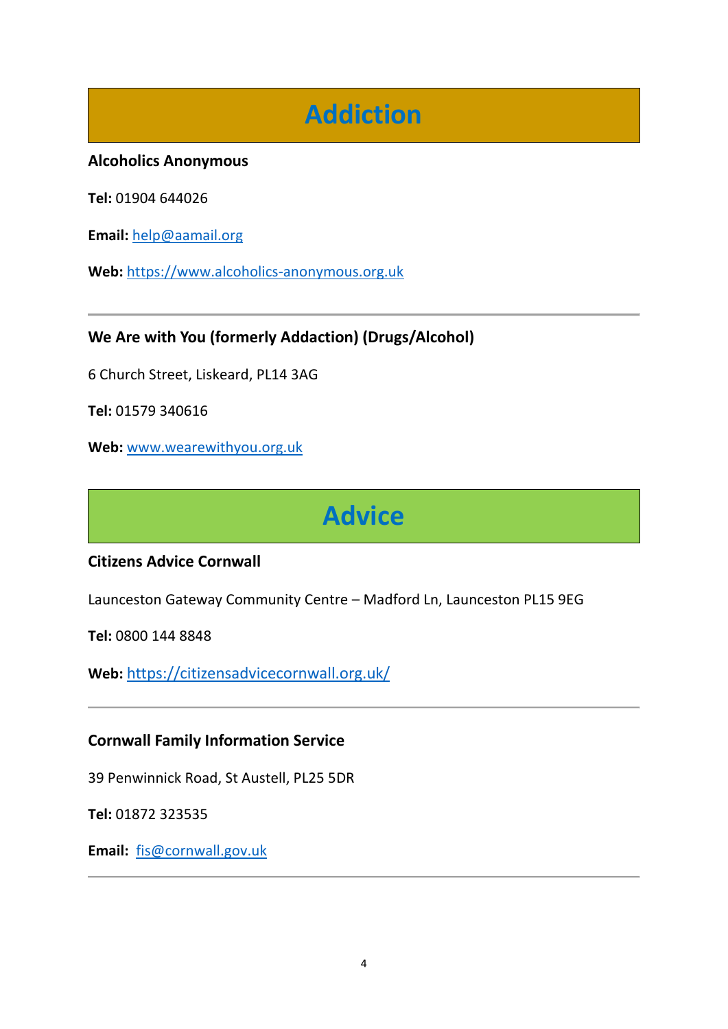# Addiction

**Alcoholics Anonymous**

**Tel:** 01904 644026

**Email:** help@aamail.org

**Web:** https://www.alcoholics-anonymous.org.uk

---

**We Are with You (formerly Addaction) (Drugs/Alcohol)**

6 Church Street, Liskeard, PL14 3AG

**Tel:** 01579 340616

**Web:** www.wearewithyou.org.uk

# Advice

**Citizens Advice Cornwall**

Launceston Gateway Community Centre – Madford Ln, Launceston PL15 9EG

**Tel:** 0800 144 8848

**Web:** https://citizensadvicecornwall.org.uk/

---

**Cornwall Family Information Service**

39 Penwinnick Road, St Austell, PL25 5DR

**Tel:** 01872 323535

**Email:** fis@cornwall.gov.uk

---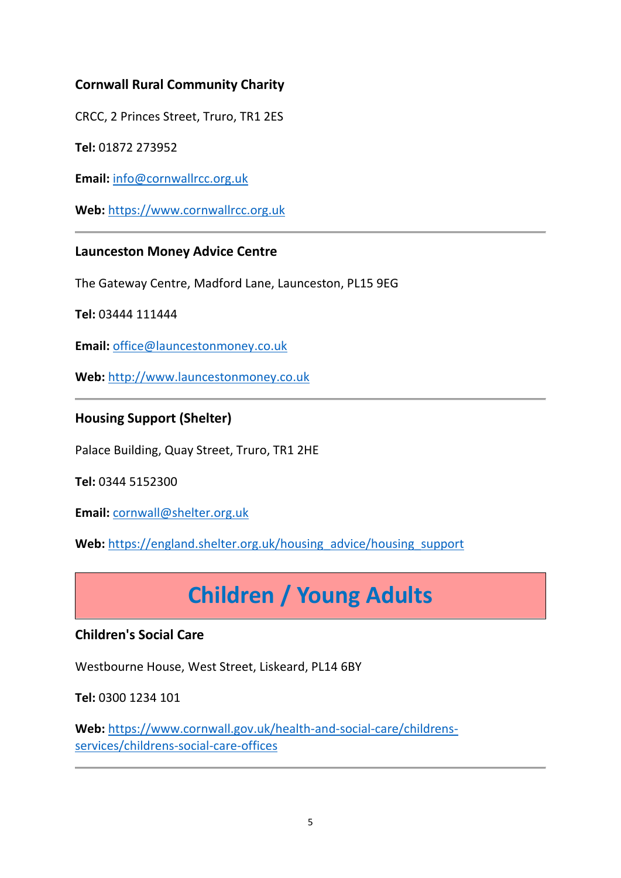**Cornwall Rural Community Charity**

CRCC, 2 Princes Street, Truro, TR1 2ES

**Tel:** 01872 273952

**Email:** info@cornwallrcc.org.uk

**Web:** https://www.cornwallrcc.org.uk

---

**Launceston Money Advice Centre**

The Gateway Centre, Madford Lane, Launceston, PL15 9EG

**Tel:** 03444 111444

**Email:** office@launcestonmoney.co.uk

**Web:** http://www.launcestonmoney.co.uk

---

**Housing Support (Shelter)**

Palace Building, Quay Street, Truro, TR1 2HE

**Tel:** 0344 5152300

**Email:** cornwall@shelter.org.uk

**Web:** https://england.shelter.org.uk/housing_advice/housing_support

# Children / Young Adults

**Children's Social Care**

Westbourne House, West Street, Liskeard, PL14 6BY

**Tel:** 0300 1234 101

**Web:** https://www.cornwall.gov.uk/health-and-social-care/childrens-services/childrens-social-care-offices

---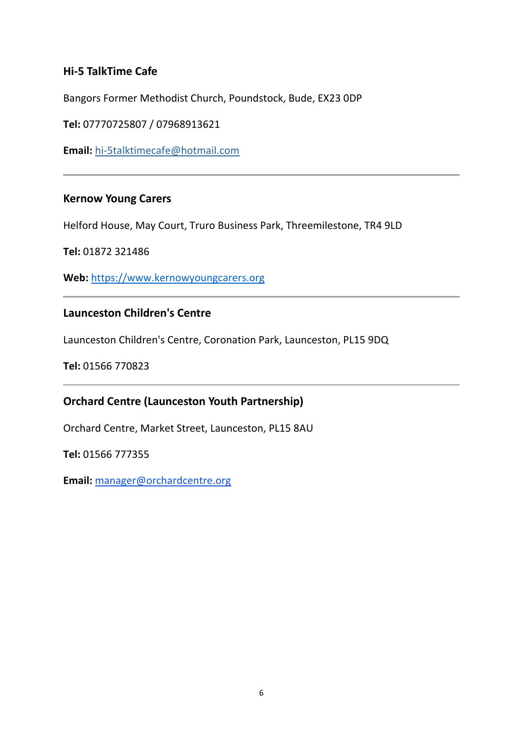### Hi-5 TalkTime Cafe

Bangors Former Methodist Church, Poundstock, Bude, EX23 0DP

**Tel:** 07770725807 / 07968913621

**Email:** hi-5talktimecafe@hotmail.com

---

### Kernow Young Carers

Helford House, May Court, Truro Business Park, Threemilestone, TR4 9LD

**Tel:** 01872 321486

**Web:** https://www.kernowyoungcarers.org

---

### Launceston Children's Centre

Launceston Children's Centre, Coronation Park, Launceston, PL15 9DQ

**Tel:** 01566 770823

---

### Orchard Centre (Launceston Youth Partnership)

Orchard Centre, Market Street, Launceston, PL15 8AU

**Tel:** 01566 777355

**Email:** manager@orchardcentre.org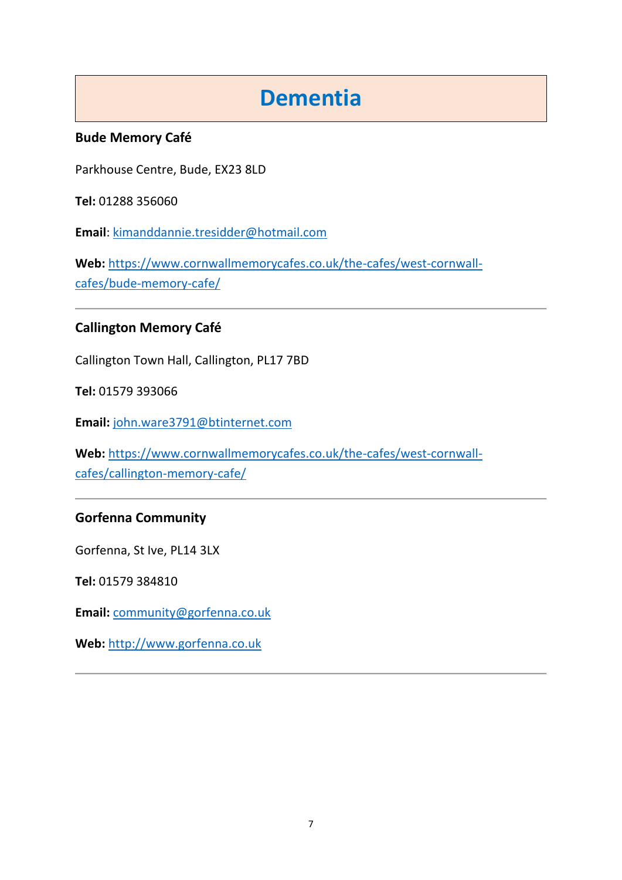# Dementia

### Bude Memory Café

Parkhouse Centre, Bude, EX23 8LD

**Tel:** 01288 356060

**Email**: kimanddannie.tresidder@hotmail.com

**Web:** https://www.cornwallmemorycafes.co.uk/the-cafes/west-cornwall-cafes/bude-memory-cafe/

---

### Callington Memory Café

Callington Town Hall, Callington, PL17 7BD

**Tel:** 01579 393066

**Email:** john.ware3791@btinternet.com

**Web:** https://www.cornwallmemorycafes.co.uk/the-cafes/west-cornwall-cafes/callington-memory-cafe/

---

### Gorfenna Community

Gorfenna, St Ive, PL14 3LX

**Tel:** 01579 384810

**Email:** community@gorfenna.co.uk

**Web:** http://www.gorfenna.co.uk

---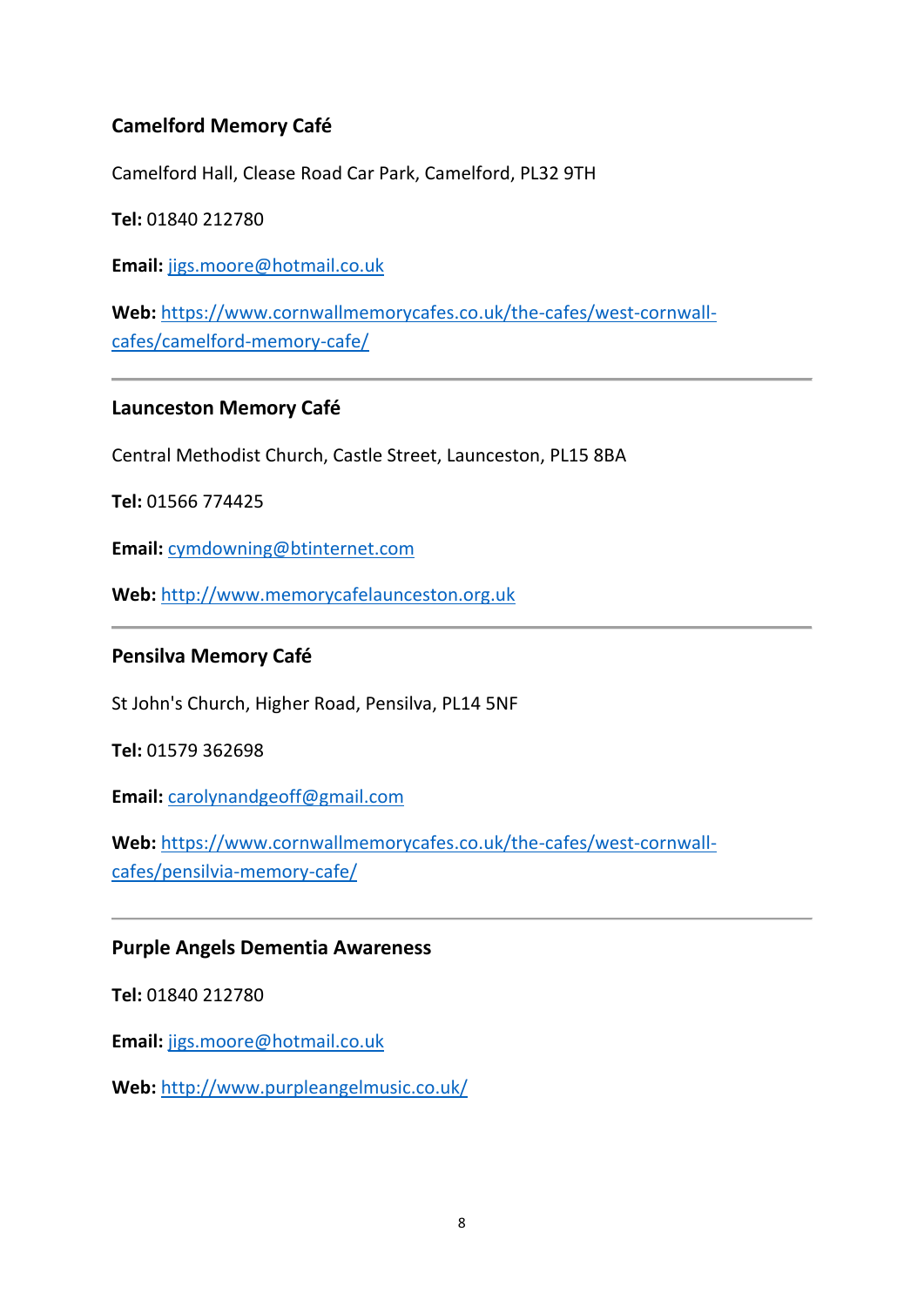### Camelford Memory Café

Camelford Hall, Clease Road Car Park, Camelford, PL32 9TH

**Tel:** 01840 212780

**Email:** jigs.moore@hotmail.co.uk

**Web:** https://www.cornwallmemorycafes.co.uk/the-cafes/west-cornwall-cafes/camelford-memory-cafe/

---

### Launceston Memory Café

Central Methodist Church, Castle Street, Launceston, PL15 8BA

**Tel:** 01566 774425

**Email:** cymdowning@btinternet.com

**Web:** http://www.memorycafelaunceston.org.uk

---

### Pensilva Memory Café

St John's Church, Higher Road, Pensilva, PL14 5NF

**Tel:** 01579 362698

**Email:** carolynandgeoff@gmail.com

**Web:** https://www.cornwallmemorycafes.co.uk/the-cafes/west-cornwall-cafes/pensilvia-memory-cafe/

---

### Purple Angels Dementia Awareness

**Tel:** 01840 212780

**Email:** jigs.moore@hotmail.co.uk

**Web:** http://www.purpleangelmusic.co.uk/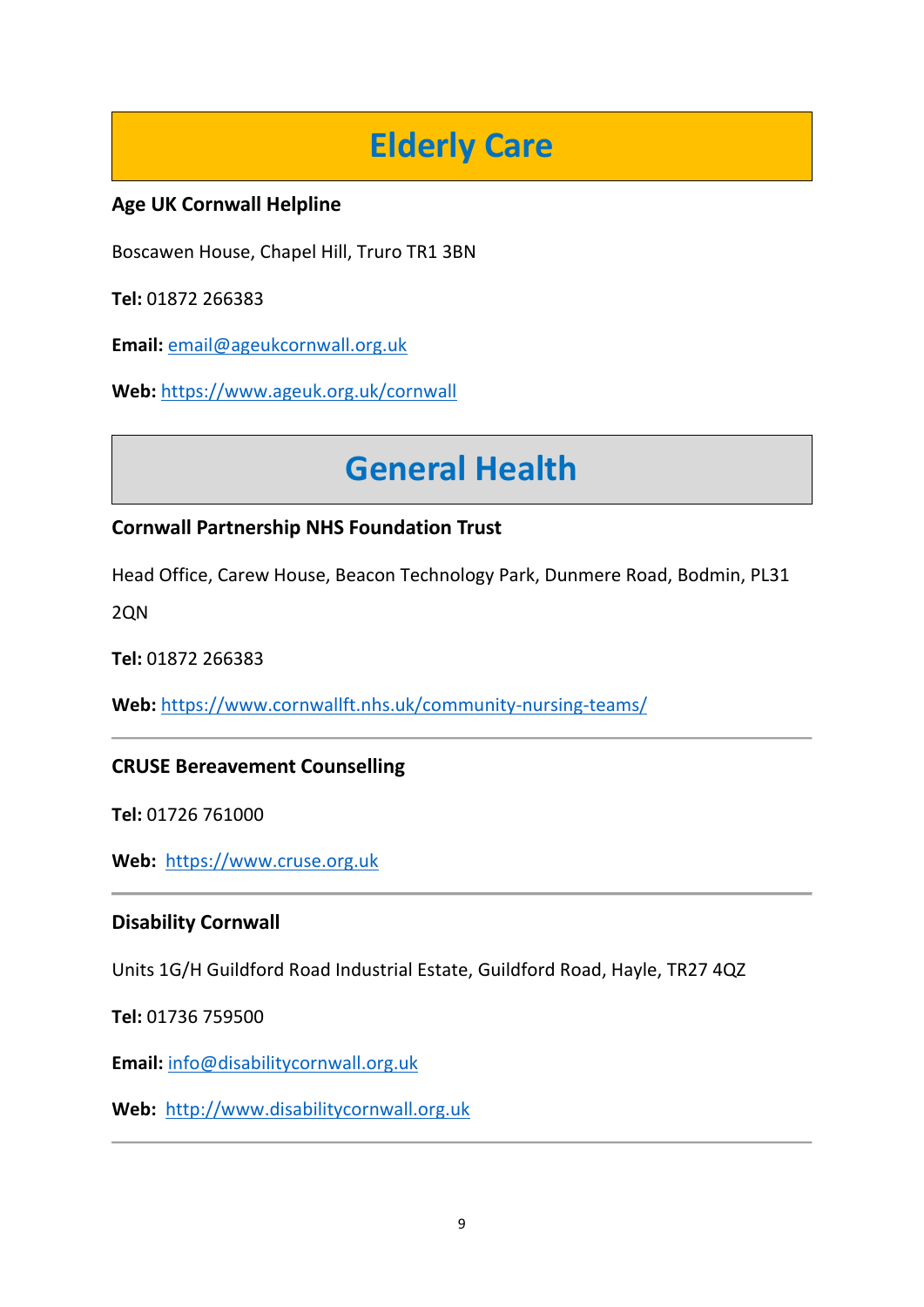# Elderly Care

**Age UK Cornwall Helpline**

Boscawen House, Chapel Hill, Truro TR1 3BN

**Tel:** 01872 266383

**Email:** email@ageukcornwall.org.uk

**Web:** https://www.ageuk.org.uk/cornwall

# General Health

**Cornwall Partnership NHS Foundation Trust**

Head Office, Carew House, Beacon Technology Park, Dunmere Road, Bodmin, PL31 2QN

**Tel:** 01872 266383

**Web:** https://www.cornwallft.nhs.uk/community-nursing-teams/

---

**CRUSE Bereavement Counselling**

**Tel:** 01726 761000

**Web:** https://www.cruse.org.uk

---

**Disability Cornwall**

Units 1G/H Guildford Road Industrial Estate, Guildford Road, Hayle, TR27 4QZ

**Tel:** 01736 759500

**Email:** info@disabilitycornwall.org.uk

**Web:** http://www.disabilitycornwall.org.uk

---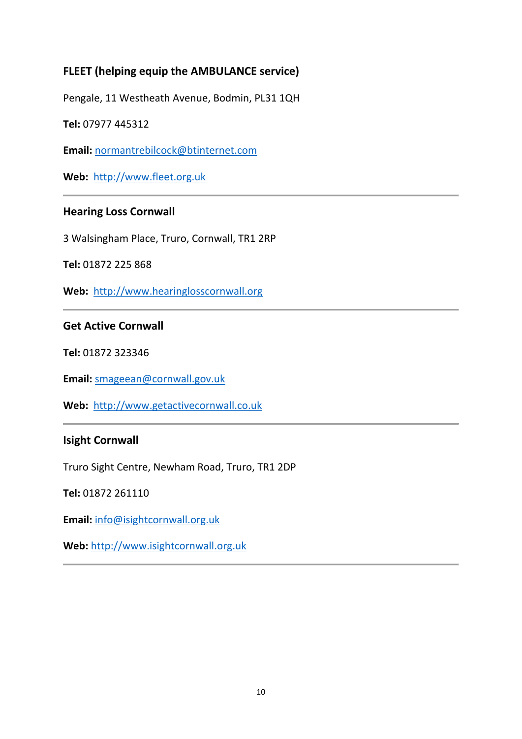### FLEET (helping equip the AMBULANCE service)

Pengale, 11 Westheath Avenue, Bodmin, PL31 1QH

**Tel:** 07977 445312

**Email:** normantrebilcock@btinternet.com

**Web:** http://www.fleet.org.uk

---

### Hearing Loss Cornwall

3 Walsingham Place, Truro, Cornwall, TR1 2RP

**Tel:** 01872 225 868

**Web:** http://www.hearinglosscornwall.org

---

### Get Active Cornwall

**Tel:** 01872 323346

**Email:** smageean@cornwall.gov.uk

**Web:** http://www.getactivecornwall.co.uk

---

### Isight Cornwall

Truro Sight Centre, Newham Road, Truro, TR1 2DP

**Tel:** 01872 261110

**Email:** info@isightcornwall.org.uk

**Web:** http://www.isightcornwall.org.uk

---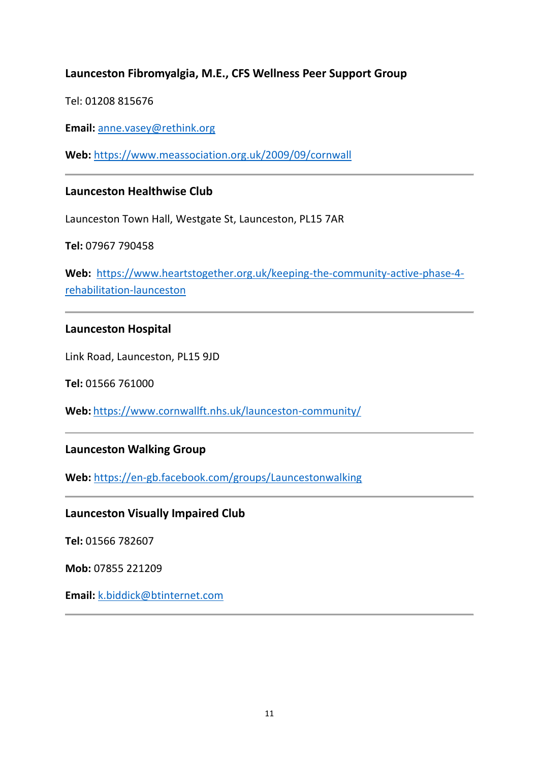### Launceston Fibromyalgia, M.E., CFS Wellness Peer Support Group

Tel: 01208 815676

**Email:** anne.vasey@rethink.org

**Web:** https://www.meassociation.org.uk/2009/09/cornwall

---

### Launceston Healthwise Club

Launceston Town Hall, Westgate St, Launceston, PL15 7AR

**Tel:** 07967 790458

**Web:** https://www.heartstogether.org.uk/keeping-the-community-active-phase-4-rehabilitation-launceston

---

### Launceston Hospital

Link Road, Launceston, PL15 9JD

**Tel:** 01566 761000

**Web:** https://www.cornwallft.nhs.uk/launceston-community/

---

### Launceston Walking Group

**Web:** https://en-gb.facebook.com/groups/Launcestonwalking

---

### Launceston Visually Impaired Club

**Tel:** 01566 782607

**Mob:** 07855 221209

**Email:** k.biddick@btinternet.com

---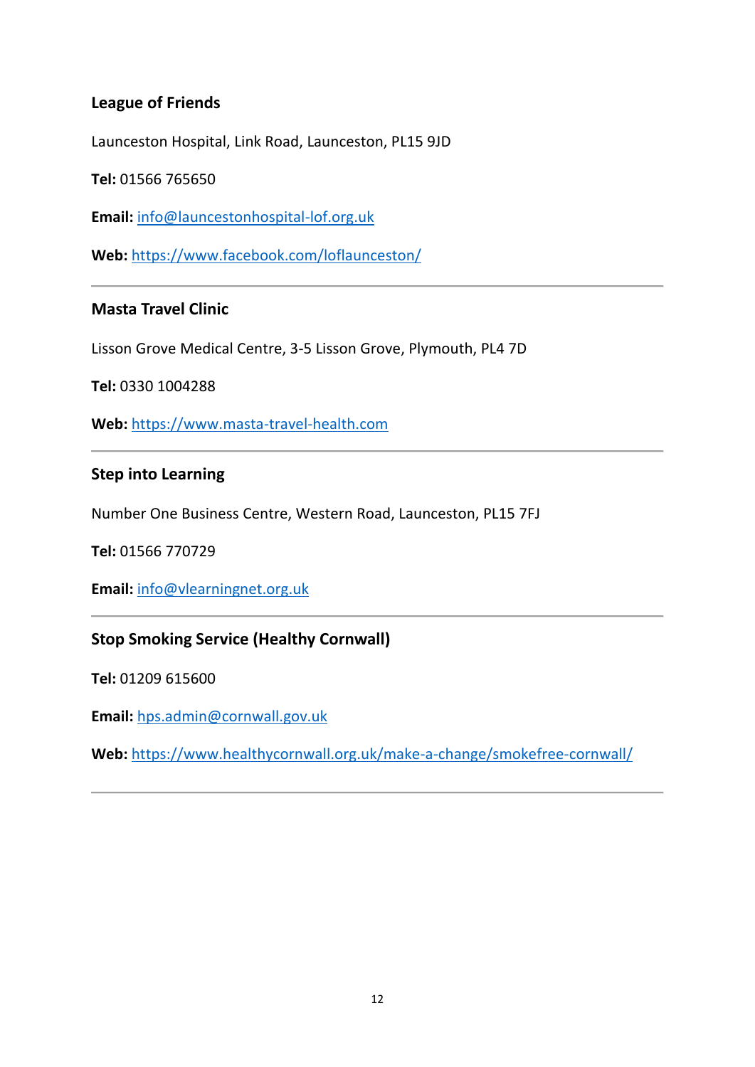### League of Friends

Launceston Hospital, Link Road, Launceston, PL15 9JD

**Tel:** 01566 765650

**Email:** info@launcestonhospital-lof.org.uk

**Web:** https://www.facebook.com/loflaunceston/

---

### Masta Travel Clinic

Lisson Grove Medical Centre, 3-5 Lisson Grove, Plymouth, PL4 7D

**Tel:** 0330 1004288

**Web:** https://www.masta-travel-health.com

---

### Step into Learning

Number One Business Centre, Western Road, Launceston, PL15 7FJ

**Tel:** 01566 770729

**Email:** info@vlearningnet.org.uk

---

### Stop Smoking Service (Healthy Cornwall)

**Tel:** 01209 615600

**Email:** hps.admin@cornwall.gov.uk

**Web:** https://www.healthycornwall.org.uk/make-a-change/smokefree-cornwall/

---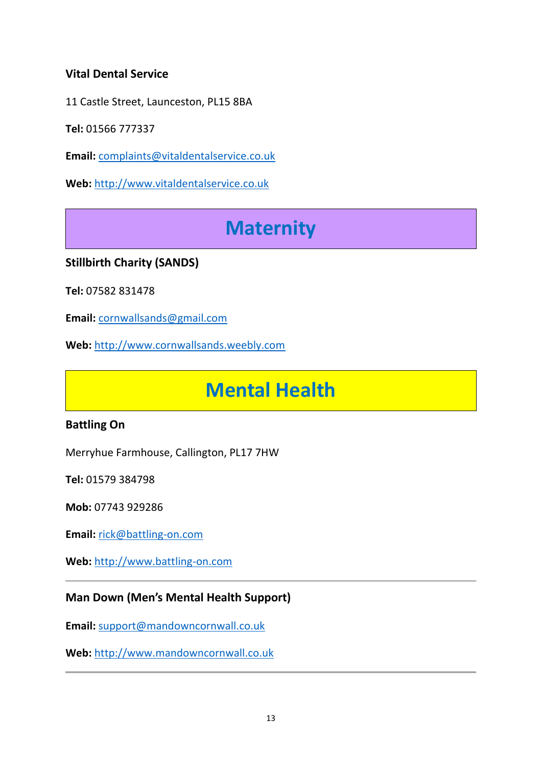### Vital Dental Service

11 Castle Street, Launceston, PL15 8BA

**Tel:** 01566 777337

**Email:** complaints@vitaldentalservice.co.uk

**Web:** http://www.vitaldentalservice.co.uk

## Maternity

### Stillbirth Charity (SANDS)

**Tel:** 07582 831478

**Email:** cornwallsands@gmail.com

**Web:** http://www.cornwallsands.weebly.com

## Mental Health

### Battling On

Merryhue Farmhouse, Callington, PL17 7HW

**Tel:** 01579 384798

**Mob:** 07743 929286

**Email:** rick@battling-on.com

**Web:** http://www.battling-on.com

---

### Man Down (Men's Mental Health Support)

**Email:** support@mandowncornwall.co.uk

**Web:** http://www.mandowncornwall.co.uk

---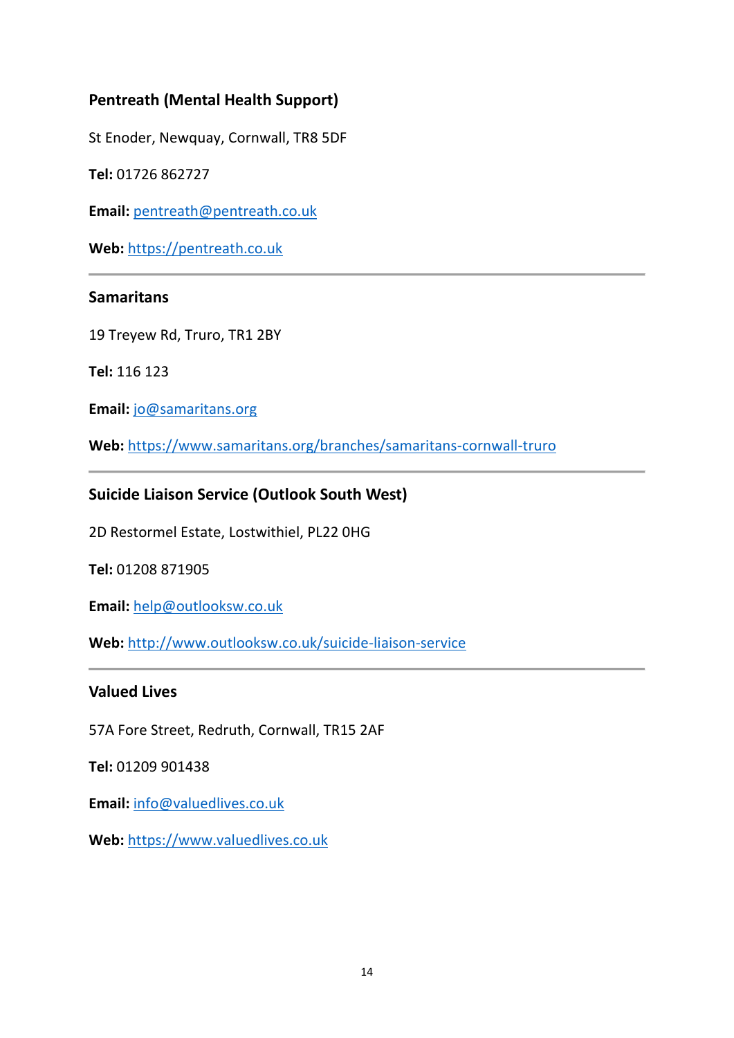### Pentreath (Mental Health Support)

St Enoder, Newquay, Cornwall, TR8 5DF

**Tel:** 01726 862727

**Email:** pentreath@pentreath.co.uk

**Web:** https://pentreath.co.uk

---

### Samaritans

19 Treyew Rd, Truro, TR1 2BY

**Tel:** 116 123

**Email:** jo@samaritans.org

**Web:** https://www.samaritans.org/branches/samaritans-cornwall-truro

---

### Suicide Liaison Service (Outlook South West)

2D Restormel Estate, Lostwithiel, PL22 0HG

**Tel:** 01208 871905

**Email:** help@outlooksw.co.uk

**Web:** http://www.outlooksw.co.uk/suicide-liaison-service

---

### Valued Lives

57A Fore Street, Redruth, Cornwall, TR15 2AF

**Tel:** 01209 901438

**Email:** info@valuedlives.co.uk

**Web:** https://www.valuedlives.co.uk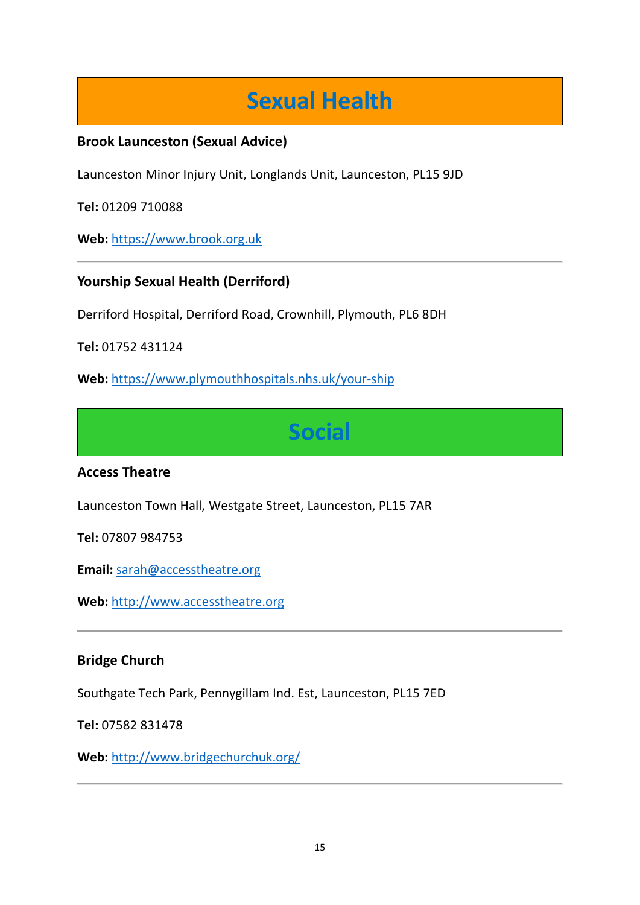# Sexual Health

### Brook Launceston (Sexual Advice)

Launceston Minor Injury Unit, Longlands Unit, Launceston, PL15 9JD

**Tel:** 01209 710088

**Web:** https://www.brook.org.uk

---

### Yourship Sexual Health (Derriford)

Derriford Hospital, Derriford Road, Crownhill, Plymouth, PL6 8DH

**Tel:** 01752 431124

**Web:** https://www.plymouthhospitals.nhs.uk/your-ship

# Social

### Access Theatre

Launceston Town Hall, Westgate Street, Launceston, PL15 7AR

**Tel:** 07807 984753

**Email:** sarah@accesstheatre.org

**Web:** http://www.accesstheatre.org

---

### Bridge Church

Southgate Tech Park, Pennygillam Ind. Est, Launceston, PL15 7ED

**Tel:** 07582 831478

**Web:** http://www.bridgechurchuk.org/

---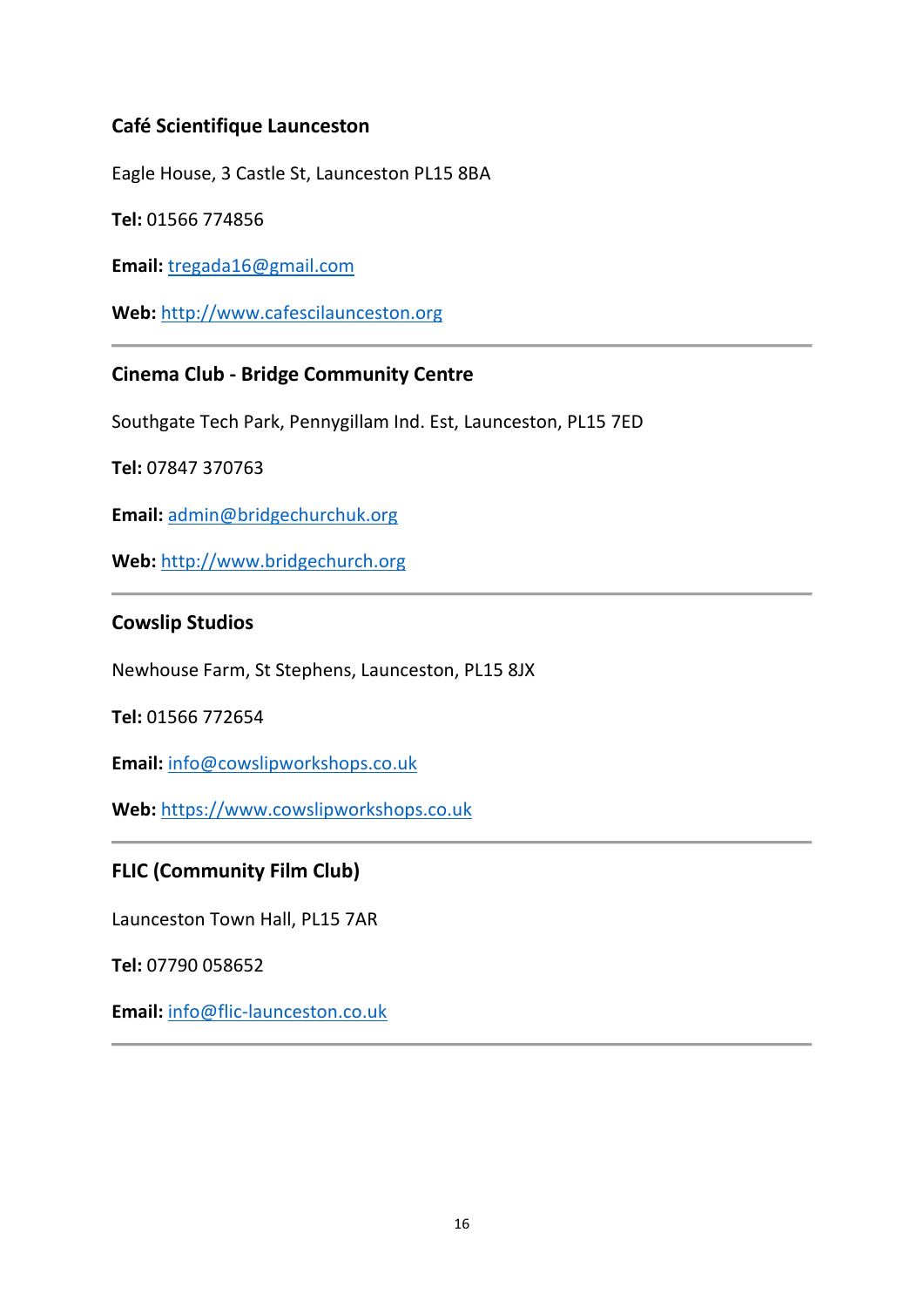### Café Scientifique Launceston

Eagle House, 3 Castle St, Launceston PL15 8BA

**Tel:** 01566 774856

**Email:** tregada16@gmail.com

**Web:** http://www.cafescilaunceston.org

---

### Cinema Club - Bridge Community Centre

Southgate Tech Park, Pennygillam Ind. Est, Launceston, PL15 7ED

**Tel:** 07847 370763

**Email:** admin@bridgechurchuk.org

**Web:** http://www.bridgechurch.org

---

### Cowslip Studios

Newhouse Farm, St Stephens, Launceston, PL15 8JX

**Tel:** 01566 772654

**Email:** info@cowslipworkshops.co.uk

**Web:** https://www.cowslipworkshops.co.uk

---

### FLIC (Community Film Club)

Launceston Town Hall, PL15 7AR

**Tel:** 07790 058652

**Email:** info@flic-launceston.co.uk

---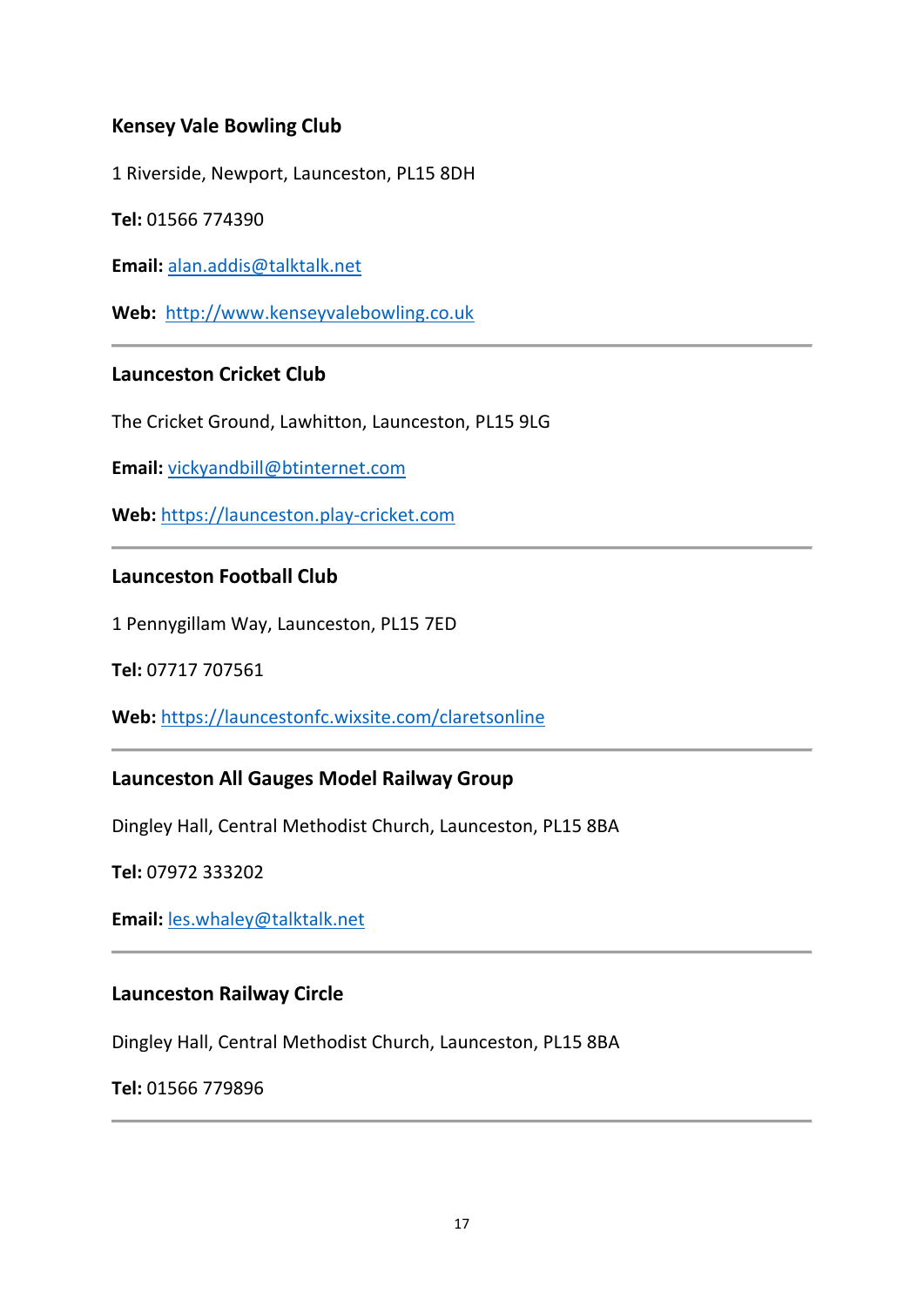### Kensey Vale Bowling Club

1 Riverside, Newport, Launceston, PL15 8DH

**Tel:** 01566 774390

**Email:** alan.addis@talktalk.net

**Web:** http://www.kenseyvalebowling.co.uk

---

### Launceston Cricket Club

The Cricket Ground, Lawhitton, Launceston, PL15 9LG

**Email:** vickyandbill@btinternet.com

**Web:** https://launceston.play-cricket.com

---

### Launceston Football Club

1 Pennygillam Way, Launceston, PL15 7ED

**Tel:** 07717 707561

**Web:** https://launcestonfc.wixsite.com/claretsonline

---

### Launceston All Gauges Model Railway Group

Dingley Hall, Central Methodist Church, Launceston, PL15 8BA

**Tel:** 07972 333202

**Email:** les.whaley@talktalk.net

---

### Launceston Railway Circle

Dingley Hall, Central Methodist Church, Launceston, PL15 8BA

**Tel:** 01566 779896

---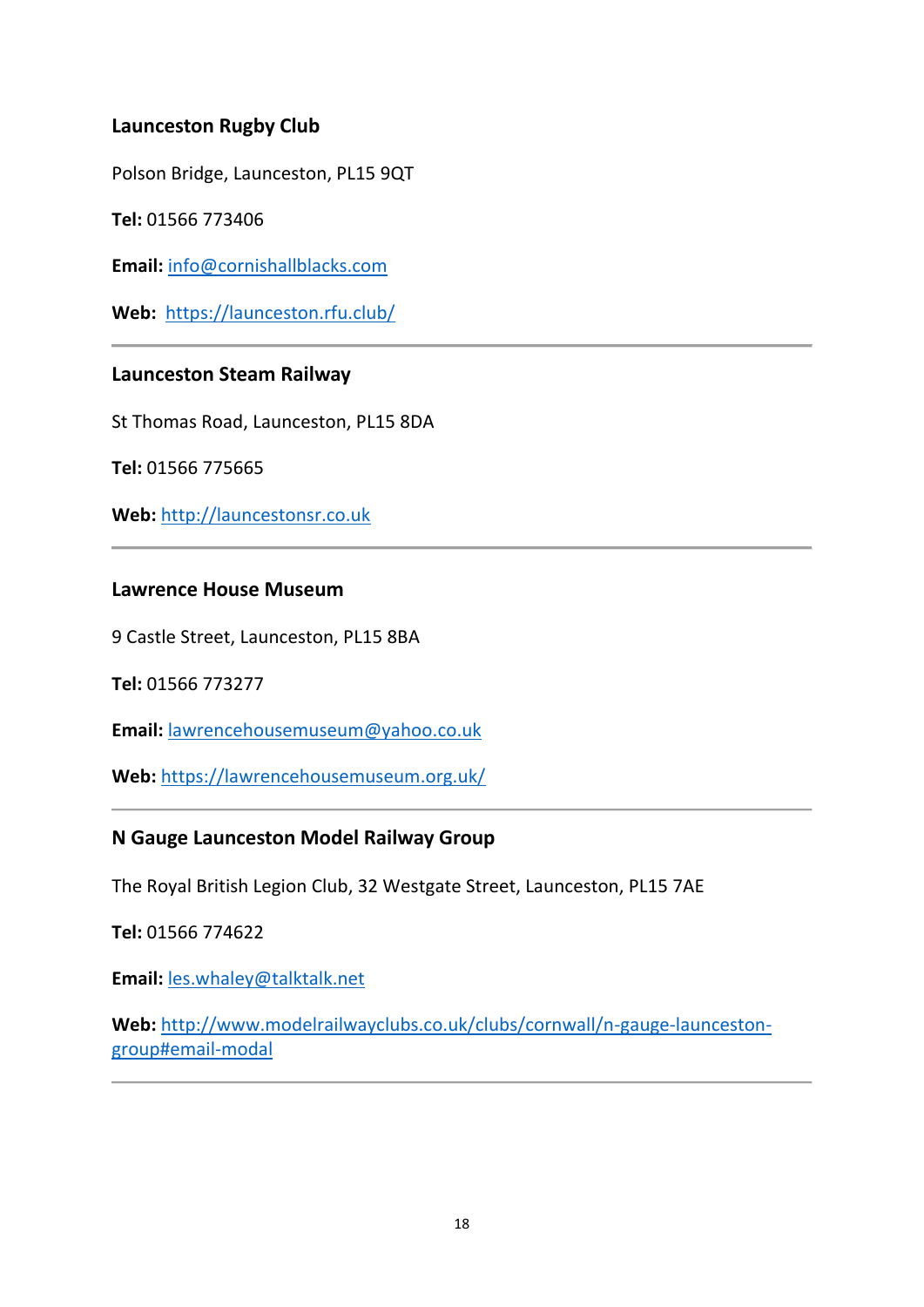### Launceston Rugby Club

Polson Bridge, Launceston, PL15 9QT

**Tel:** 01566 773406

**Email:** info@cornishallblacks.com

**Web:** https://launceston.rfu.club/

---

### Launceston Steam Railway

St Thomas Road, Launceston, PL15 8DA

**Tel:** 01566 775665

**Web:** http://launcestonsr.co.uk

---

### Lawrence House Museum

9 Castle Street, Launceston, PL15 8BA

**Tel:** 01566 773277

**Email:** lawrencehousemuseum@yahoo.co.uk

**Web:** https://lawrencehousemuseum.org.uk/

---

### N Gauge Launceston Model Railway Group

The Royal British Legion Club, 32 Westgate Street, Launceston, PL15 7AE

**Tel:** 01566 774622

**Email:** les.whaley@talktalk.net

**Web:** http://www.modelrailwayclubs.co.uk/clubs/cornwall/n-gauge-launceston-group#email-modal

---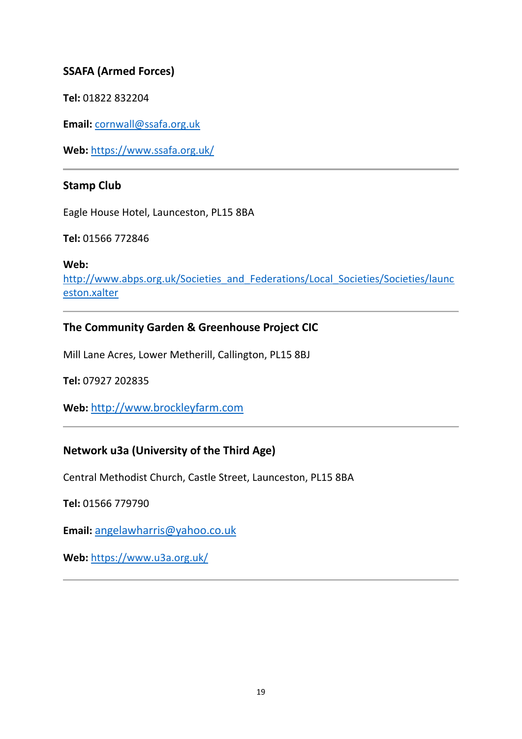### SSAFA (Armed Forces)

**Tel:** 01822 832204

**Email:** cornwall@ssafa.org.uk

**Web:** https://www.ssafa.org.uk/

---

### Stamp Club

Eagle House Hotel, Launceston, PL15 8BA

**Tel:** 01566 772846

**Web:** http://www.abps.org.uk/Societies_and_Federations/Local_Societies/Societies/launceston.xalter

---

### The Community Garden & Greenhouse Project CIC

Mill Lane Acres, Lower Metherill, Callington, PL15 8BJ

**Tel:** 07927 202835

**Web:** http://www.brockleyfarm.com

---

### Network u3a (University of the Third Age)

Central Methodist Church, Castle Street, Launceston, PL15 8BA

**Tel:** 01566 779790

**Email:** angelawharris@yahoo.co.uk

**Web:** https://www.u3a.org.uk/

---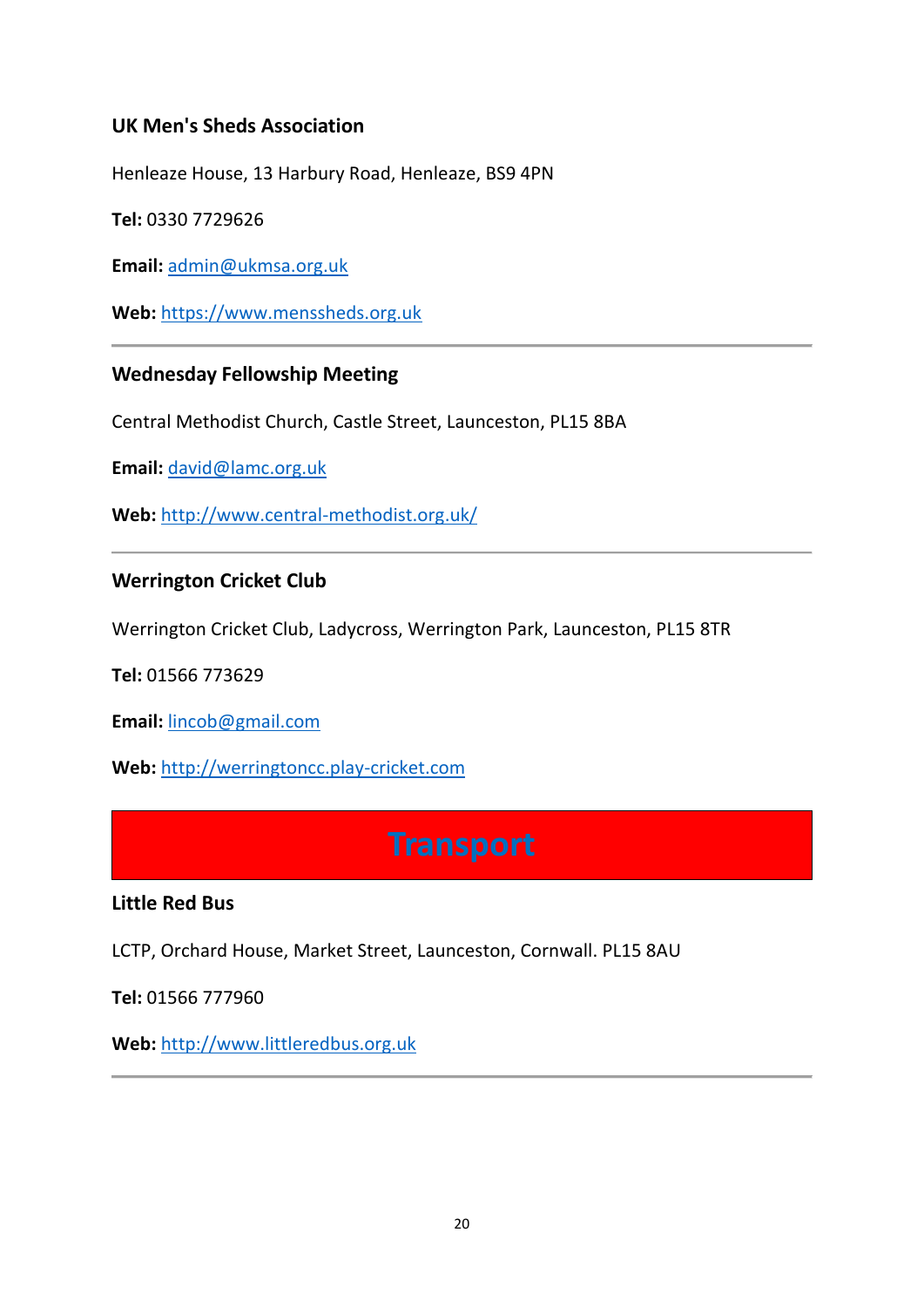### UK Men's Sheds Association

Henleaze House, 13 Harbury Road, Henleaze, BS9 4PN

**Tel:** 0330 7729626

**Email:** admin@ukmsa.org.uk

**Web:** https://www.menssheds.org.uk

---

### Wednesday Fellowship Meeting

Central Methodist Church, Castle Street, Launceston, PL15 8BA

**Email:** david@lamc.org.uk

**Web:** http://www.central-methodist.org.uk/

---

### Werrington Cricket Club

Werrington Cricket Club, Ladycross, Werrington Park, Launceston, PL15 8TR

**Tel:** 01566 773629

**Email:** lincob@gmail.com

**Web:** http://werringtoncc.play-cricket.com

## Transport

### Little Red Bus

LCTP, Orchard House, Market Street, Launceston, Cornwall. PL15 8AU

**Tel:** 01566 777960

**Web:** http://www.littleredbus.org.uk

---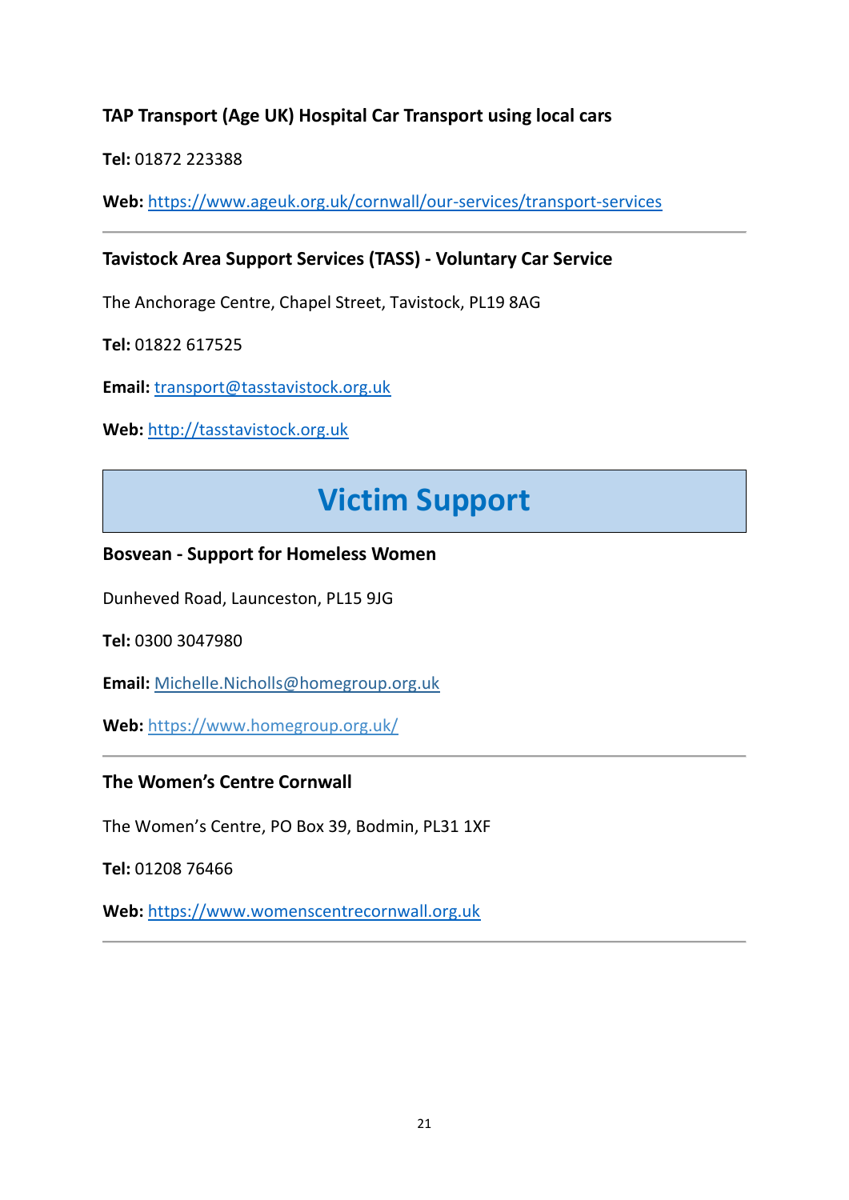### TAP Transport (Age UK) Hospital Car Transport using local cars

**Tel:** 01872 223388

**Web:** https://www.ageuk.org.uk/cornwall/our-services/transport-services

---

### Tavistock Area Support Services (TASS) - Voluntary Car Service

The Anchorage Centre, Chapel Street, Tavistock, PL19 8AG

**Tel:** 01822 617525

**Email:** transport@tasstavistock.org.uk

**Web:** http://tasstavistock.org.uk

## Victim Support

### Bosvean - Support for Homeless Women

Dunheved Road, Launceston, PL15 9JG

**Tel:** 0300 3047980

**Email:** Michelle.Nicholls@homegroup.org.uk

**Web:** https://www.homegroup.org.uk/

---

### The Women's Centre Cornwall

The Women's Centre, PO Box 39, Bodmin, PL31 1XF

**Tel:** 01208 76466

**Web:** https://www.womenscentrecornwall.org.uk

---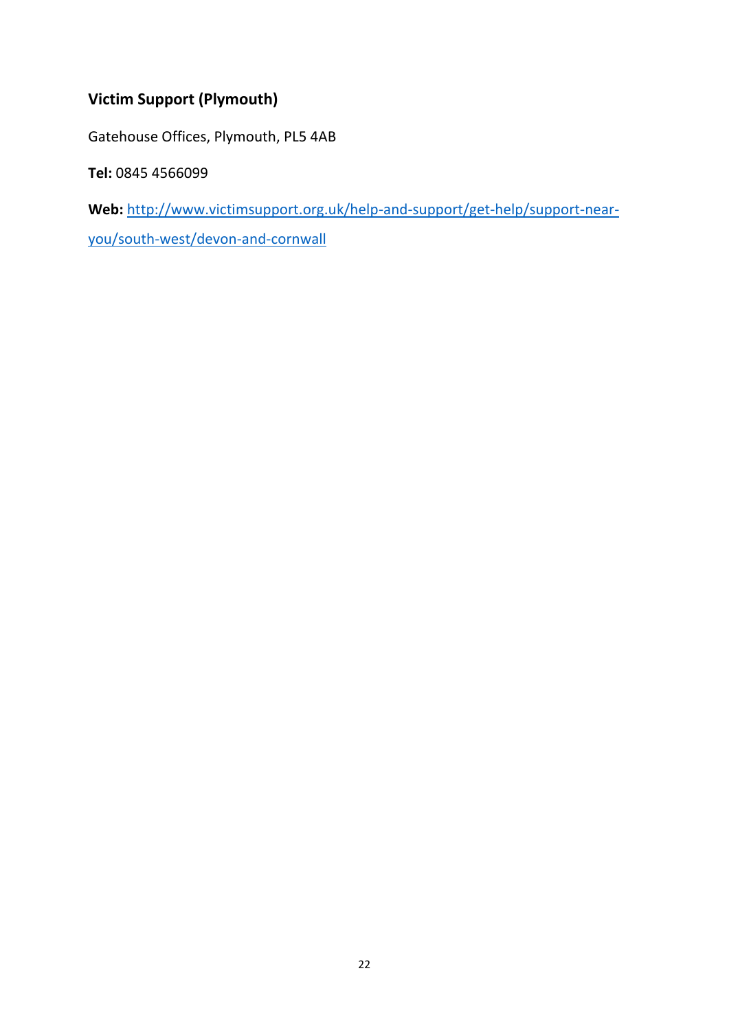**Victim Support (Plymouth)**

Gatehouse Offices, Plymouth, PL5 4AB

**Tel:** 0845 4566099

**Web:** [http://www.victimsupport.org.uk/help-and-support/get-help/support-near-you/south-west/devon-and-cornwall](http://www.victimsupport.org.uk/help-and-support/get-help/support-near-you/south-west/devon-and-cornwall)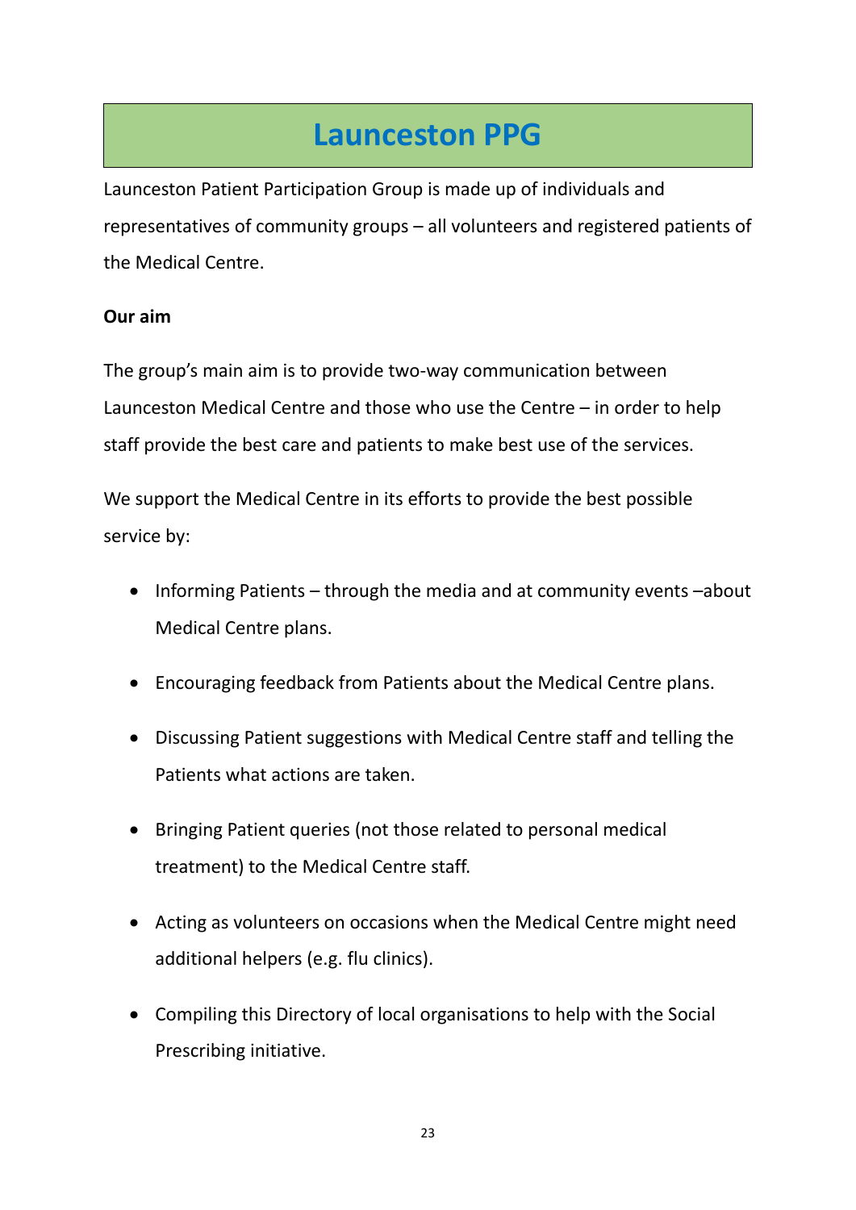# Launceston PPG

Launceston Patient Participation Group is made up of individuals and representatives of community groups – all volunteers and registered patients of the Medical Centre.

**Our aim**

The group's main aim is to provide two-way communication between Launceston Medical Centre and those who use the Centre – in order to help staff provide the best care and patients to make best use of the services.

We support the Medical Centre in its efforts to provide the best possible service by:

- Informing Patients – through the media and at community events –about Medical Centre plans.
- Encouraging feedback from Patients about the Medical Centre plans.
- Discussing Patient suggestions with Medical Centre staff and telling the Patients what actions are taken.
- Bringing Patient queries (not those related to personal medical treatment) to the Medical Centre staff.
- Acting as volunteers on occasions when the Medical Centre might need additional helpers (e.g. flu clinics).
- Compiling this Directory of local organisations to help with the Social Prescribing initiative.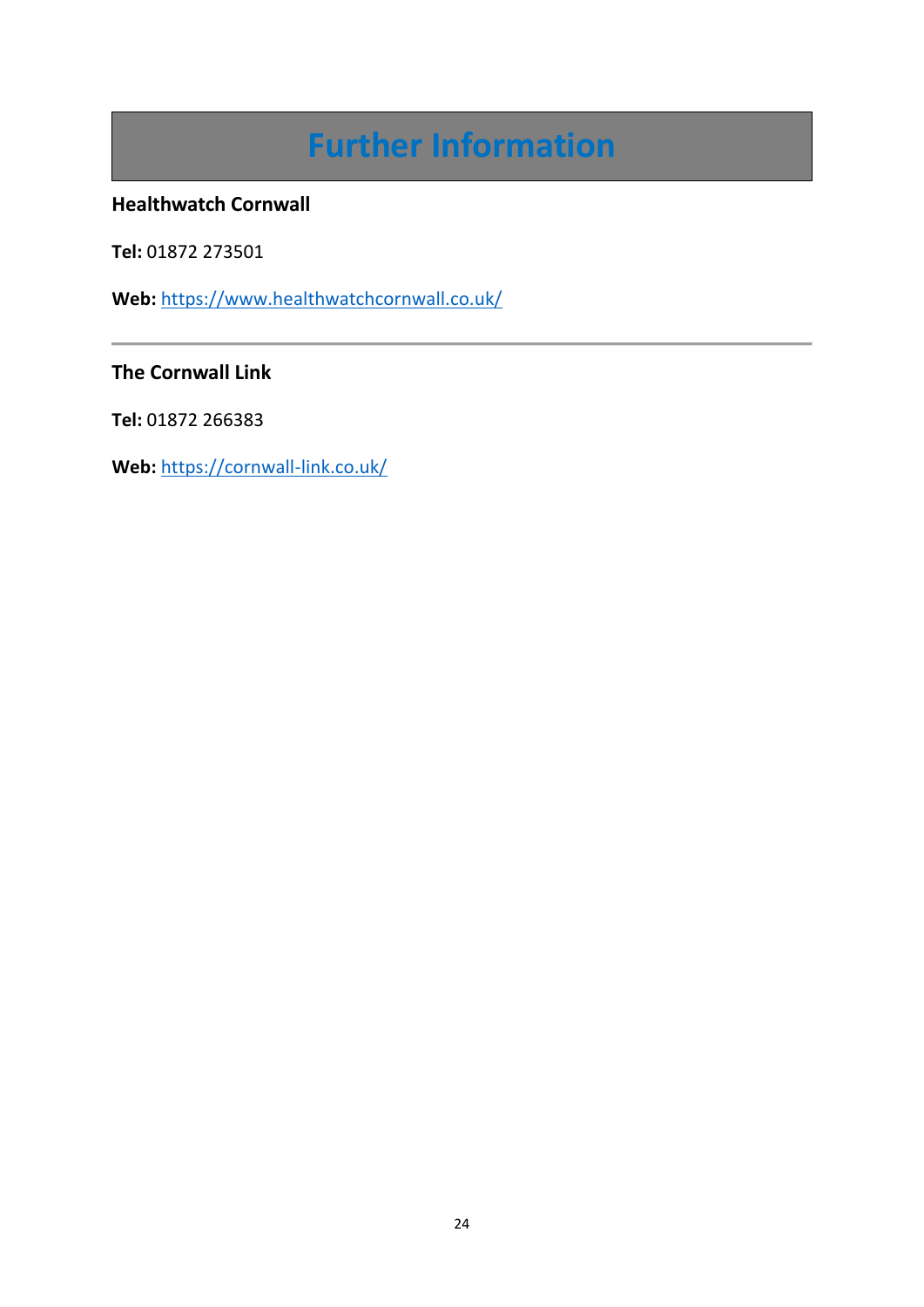# Further Information

**Healthwatch Cornwall**

**Tel:** 01872 273501

**Web:** https://www.healthwatchcornwall.co.uk/

---

**The Cornwall Link**

**Tel:** 01872 266383

**Web:** https://cornwall-link.co.uk/